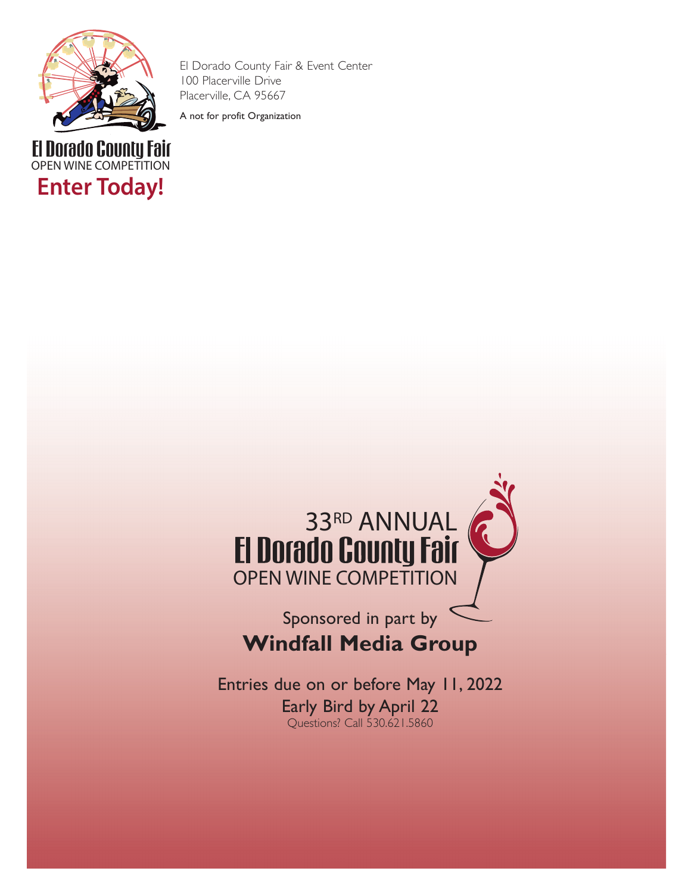El Dorado County Fair
OPEN WINE COMPETITION

**Enter Today!**

El Dorado County Fair & Event Center
100 Placerville Drive
Placerville, CA 95667

A not for profit Organization

# 33RD ANNUAL El Dorado County Fair OPEN WINE COMPETITION

Sponsored in part by

**Windfall Media Group**

Entries due on or before May 11, 2022

Early Bird by April 22

Questions? Call 530.621.5860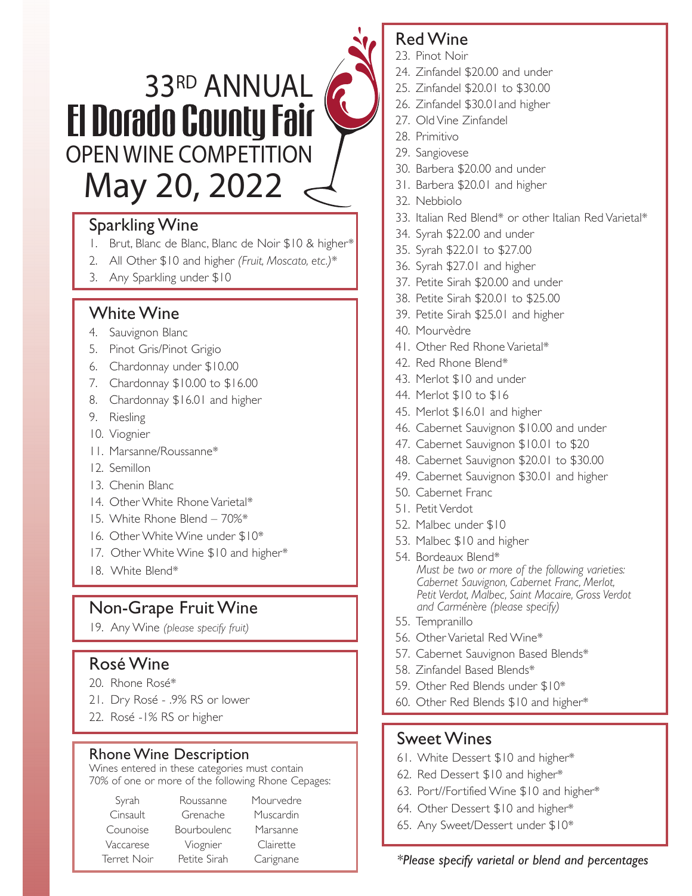# 33RD ANNUAL El Dorado County Fair OPEN WINE COMPETITION May 20, 2022

## Sparkling Wine

1. Brut, Blanc de Blanc, Blanc de Noir $10 & higher*
2. All Other $10 and higher *(Fruit, Moscato, etc.)**
3. Any Sparkling under $10

## White Wine

4. Sauvignon Blanc
5. Pinot Gris/Pinot Grigio
6. Chardonnay under $10.00
7. Chardonnay $10.00 to $16.00
8. Chardonnay $16.01 and higher
9. Riesling
10. Viognier
11. Marsanne/Roussanne*
12. Semillon
13. Chenin Blanc
14. Other White Rhone Varietal*
15. White Rhone Blend – 70%*
16. Other White Wine under $10*
17. Other White Wine $10 and higher*
18. White Blend*

## Non-Grape Fruit Wine

19. Any Wine *(please specify fruit)*

## Rosé Wine

20. Rhone Rosé*
21. Dry Rosé - .9% RS or lower
22. Rosé -1% RS or higher

## Rhone Wine Description

Wines entered in these categories must contain 70% of one or more of the following Rhone Cepages:

| | | |
|---|---|---|
| Syrah | Roussanne | Mourvedre |
| Cinsault | Grenache | Muscardin |
| Counoise | Bourboulenc | Marsanne |
| Vaccarese | Viognier | Clairette |
| Terret Noir | Petite Sirah | Carignane |

## Red Wine

23. Pinot Noir
24. Zinfandel $20.00 and under
25. Zinfandel $20.01 to $30.00
26. Zinfandel $30.01and higher
27. Old Vine Zinfandel
28. Primitivo
29. Sangiovese
30. Barbera $20.00 and under
31. Barbera $20.01 and higher
32. Nebbiolo
33. Italian Red Blend* or other Italian Red Varietal*
34. Syrah $22.00 and under
35. Syrah $22.01 to $27.00
36. Syrah $27.01 and higher
37. Petite Sirah $20.00 and under
38. Petite Sirah $20.01 to $25.00
39. Petite Sirah $25.01 and higher
40. Mourvèdre
41. Other Red Rhone Varietal*
42. Red Rhone Blend*
43. Merlot $10 and under
44. Merlot $10 to $16
45. Merlot $16.01 and higher
46. Cabernet Sauvignon $10.00 and under
47. Cabernet Sauvignon $10.01 to $20
48. Cabernet Sauvignon $20.01 to $30.00
49. Cabernet Sauvignon $30.01 and higher
50. Cabernet Franc
51. Petit Verdot
52. Malbec under $10
53. Malbec $10 and higher
54. Bordeaux Blend*
    *Must be two or more of the following varieties: Cabernet Sauvignon, Cabernet Franc, Merlot, Petit Verdot, Malbec, Saint Macaire, Gross Verdot and Carménère (please specify)*
55. Tempranillo
56. Other Varietal Red Wine*
57. Cabernet Sauvignon Based Blends*
58. Zinfandel Based Blends*
59. Other Red Blends under $10*
60. Other Red Blends $10 and higher*

## Sweet Wines

61. White Dessert $10 and higher*
62. Red Dessert $10 and higher*
63. Port//Fortified Wine $10 and higher*
64. Other Dessert $10 and higher*
65. Any Sweet/Dessert under $10*

*\*Please specify varietal or blend and percentages*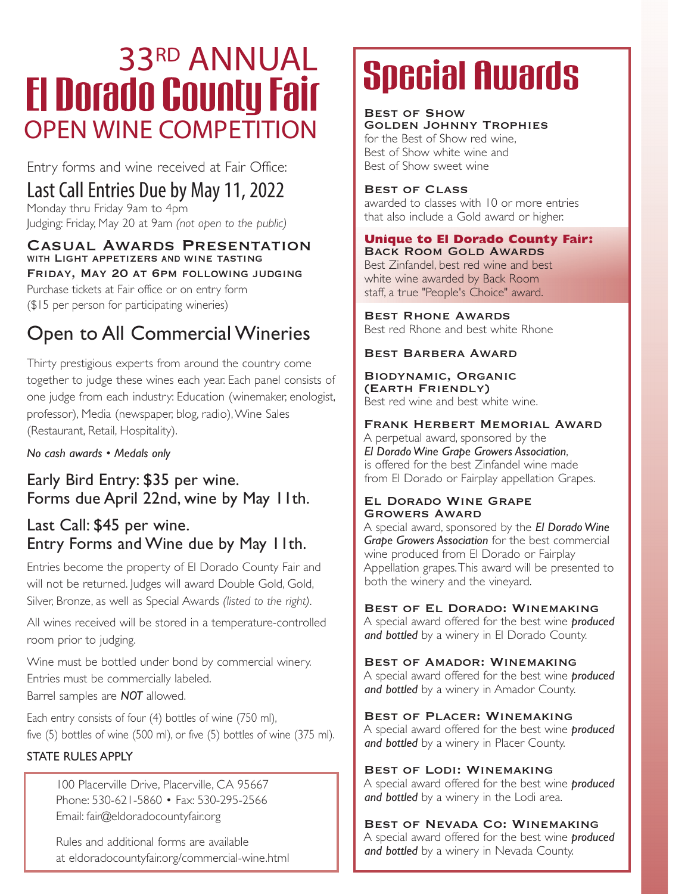# 33RD ANNUAL El Dorado County Fair OPEN WINE COMPETITION

Entry forms and wine received at Fair Office:

## Last Call Entries Due by May 11, 2022

Monday thru Friday 9am to 4pm
Judging: Friday, May 20 at 9am *(not open to the public)*

### Casual Awards Presentation
**with Light appetizers and wine tasting**
**Friday, May 20 at 6pm following judging**

Purchase tickets at Fair office or on entry form
($15 per person for participating wineries)

## Open to All Commercial Wineries

Thirty prestigious experts from around the country come together to judge these wines each year. Each panel consists of one judge from each industry: Education (winemaker, enologist, professor), Media (newspaper, blog, radio), Wine Sales (Restaurant, Retail, Hospitality).

*No cash awards • Medals only*

### Early Bird Entry: $35 per wine.
### Forms due April 22nd, wine by May 11th.

### Last Call: $45 per wine.
### Entry Forms and Wine due by May 11th.

Entries become the property of El Dorado County Fair and will not be returned. Judges will award Double Gold, Gold, Silver, Bronze, as well as Special Awards *(listed to the right)*.

All wines received will be stored in a temperature-controlled room prior to judging.

Wine must be bottled under bond by commercial winery.
Entries must be commercially labeled.
Barrel samples are ***NOT*** allowed.

Each entry consists of four (4) bottles of wine (750 ml), five (5) bottles of wine (500 ml), or five (5) bottles of wine (375 ml).

STATE RULES APPLY

100 Placerville Drive, Placerville, CA 95667
Phone: 530-621-5860 • Fax: 530-295-2566
Email: fair@eldoradocountyfair.org

Rules and additional forms are available at eldoradocountyfair.org/commercial-wine.html

# Special Awards

**Best of Show**
**Golden Johnny Trophies**
for the Best of Show red wine, Best of Show white wine and Best of Show sweet wine

**Best of Class**
awarded to classes with 10 or more entries that also include a Gold award or higher.

**Unique to El Dorado County Fair:**
**Back Room Gold Awards**
Best Zinfandel, best red wine and best white wine awarded by Back Room staff, a true "People's Choice" award.

**Best Rhone Awards**
Best red Rhone and best white Rhone

**Best Barbera Award**

**Biodynamic, Organic (Earth Friendly)**
Best red wine and best white wine.

**Frank Herbert Memorial Award**
A perpetual award, sponsored by the *El Dorado Wine Grape Growers Association*, is offered for the best Zinfandel wine made from El Dorado or Fairplay appellation Grapes.

**El Dorado Wine Grape Growers Award**
A special award, sponsored by the ***El Dorado Wine Grape Growers Association*** for the best commercial wine produced from El Dorado or Fairplay Appellation grapes. This award will be presented to both the winery and the vineyard.

**Best of El Dorado: Winemaking**
A special award offered for the best wine ***produced and bottled*** by a winery in El Dorado County.

**Best of Amador: Winemaking**
A special award offered for the best wine ***produced and bottled*** by a winery in Amador County.

**Best of Placer: Winemaking**
A special award offered for the best wine ***produced and bottled*** by a winery in Placer County.

**Best of Lodi: Winemaking**
A special award offered for the best wine ***produced and bottled*** by a winery in the Lodi area.

**Best of Nevada Co: Winemaking**
A special award offered for the best wine ***produced and bottled*** by a winery in Nevada County.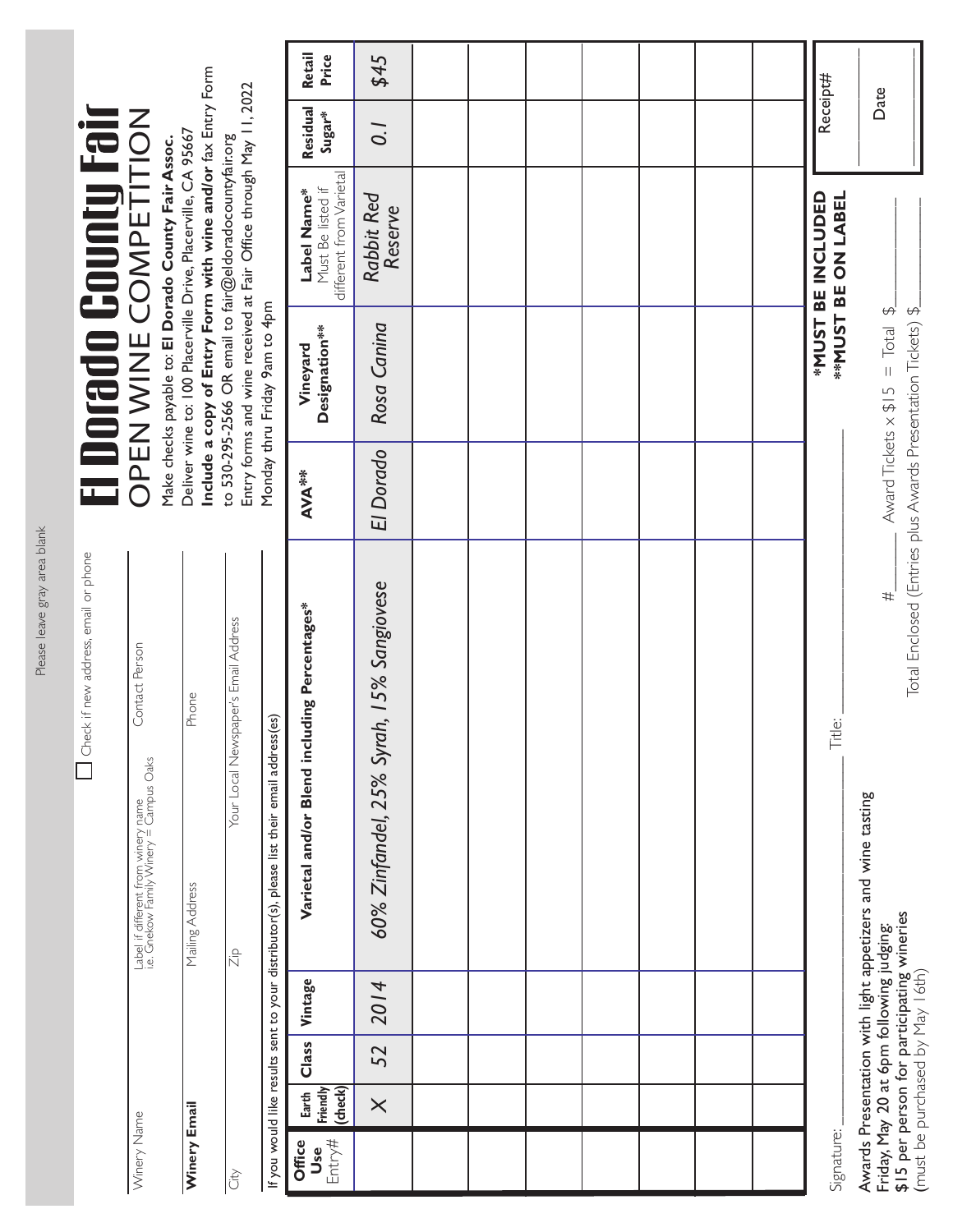Please leave gray area blank

# El Dorado County Fair

## OPEN WINE COMPETITION

Make checks payable to: **El Dorado County Fair Assoc.**
Deliver wine to: 100 Placerville Drive, Placerville, CA 95667
**Include a copy of Entry Form with wine and/or** fax Entry Form to 530-295-2566 OR email to fair@eldoradocountyfair.org
Entry forms and wine received at Fair Office through May 11, 2022
Monday thru Friday 9am to 4pm

☐ Check if new address, email or phone

Winery Name ______________________ Label if different from winery name i.e. Gnekow Family Winery = Campus Oaks ______________________ Contact Person ______________________

**Winery Email** ______________________ Mailing Address ______________________ Phone ______________________

City ______________________ Zip ______________________ Your Local Newspaper's Email Address ______________________

If you would like results sent to your distributor(s), please list their email address(es) ______________________

| Office Use Entry# | Earth Friendly (check) | Class | Vintage | Varietal and/or Blend including Percentages* | AVA** | Vineyard Designation** | Label Name* Must Be listed if different from Varietal | Residual Sugar* | Retail Price |
|---|---|---|---|---|---|---|---|---|---|
| | X | 52 | 2014 | 60% Zinfandel, 25% Syrah, 15% Sangiovese | El Dorado | Rosa Canina | Rabbit Red Reserve | 0.1 | $45 |
| | | | | | | | | | |
| | | | | | | | | | |
| | | | | | | | | | |
| | | | | | | | | | |
| | | | | | | | | | |
| | | | | | | | | | |
| | | | | | | | | | |
| | | | | | | | | | |

**\*MUST BE INCLUDED**
**\*\*MUST BE ON LABEL**

Signature: ______________________ Title: ______________________

Awards Presentation with light appetizers and wine tasting
Friday, May 20 at 6pm following judging.
**$15 per person for participating wineries**
(must be purchased by May 16th)

#______ Award Tickets x $15 = Total $______

Total Enclosed (Entries plus Awards Presentation Tickets) $______

| Receipt# |
|---|
| |
| Date |
| |